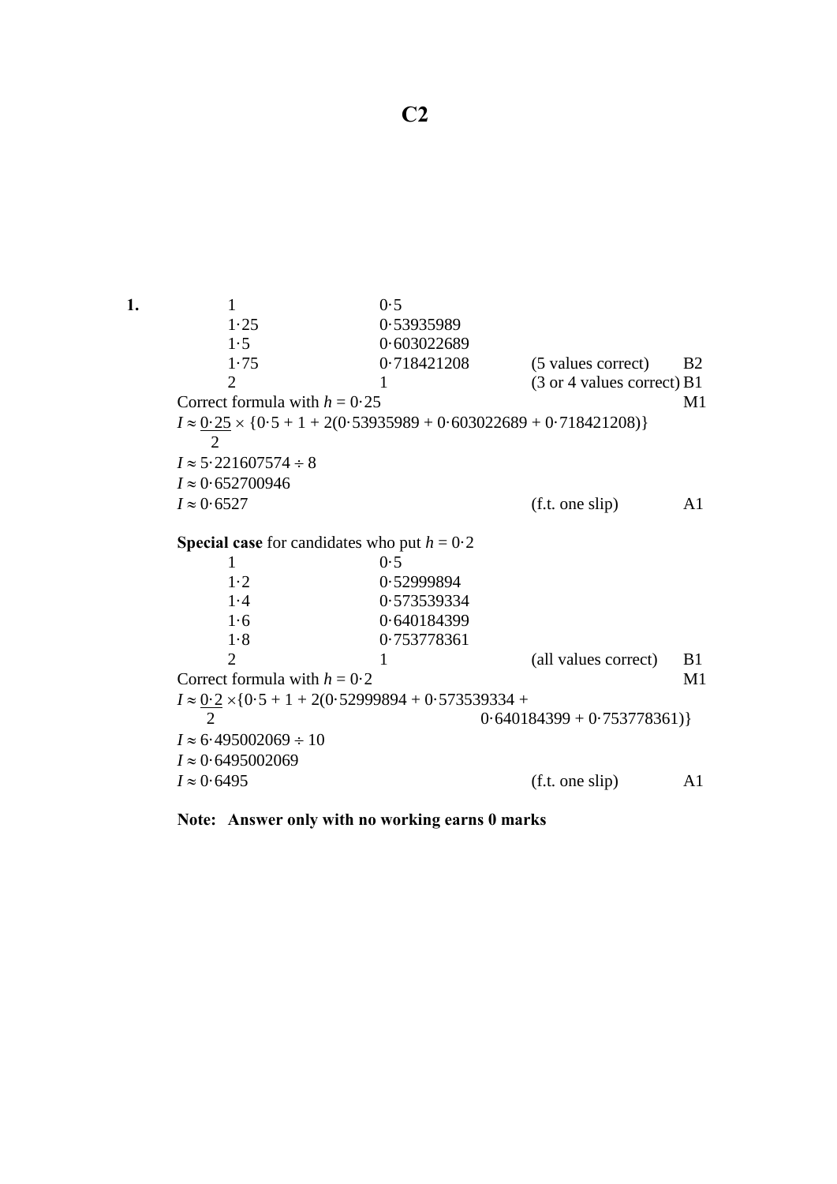# C2

**1.**

| | | | |
|---|---|---|---|
| 1 | 0·5 | | |
| 1·25 | 0·53935989 | | |
| 1·5 | 0·603022689 | | |
| 1·75 | 0·718421208 | (5 values correct) | B2 |
| 2 | 1 | (3 or 4 values correct) | B1 |

Correct formula with $h = 0{\cdot}25$ M1

$I \approx \frac{0{\cdot}25}{2} \times \{0{\cdot}5 + 1 + 2(0{\cdot}53935989 + 0{\cdot}603022689 + 0{\cdot}718421208)\}$

$I \approx 5{\cdot}221607574 \div 8$

$I \approx 0{\cdot}652700946$

$I \approx 0{\cdot}6527$ (f.t. one slip) A1

**Special case** for candidates who put $h = 0{\cdot}2$

| | | | |
|---|---|---|---|
| 1 | 0·5 | | |
| 1·2 | 0·52999894 | | |
| 1·4 | 0·573539334 | | |
| 1·6 | 0·640184399 | | |
| 1·8 | 0·753778361 | | |
| 2 | 1 | (all values correct) | B1 |

Correct formula with $h = 0{\cdot}2$ M1

$I \approx \frac{0{\cdot}2}{2} \times \{0{\cdot}5 + 1 + 2(0{\cdot}52999894 + 0{\cdot}573539334 + 0{\cdot}640184399 + 0{\cdot}753778361)\}$

$I \approx 6{\cdot}495002069 \div 10$

$I \approx 0{\cdot}6495002069$

$I \approx 0{\cdot}6495$ (f.t. one slip) A1

**Note: Answer only with no working earns 0 marks**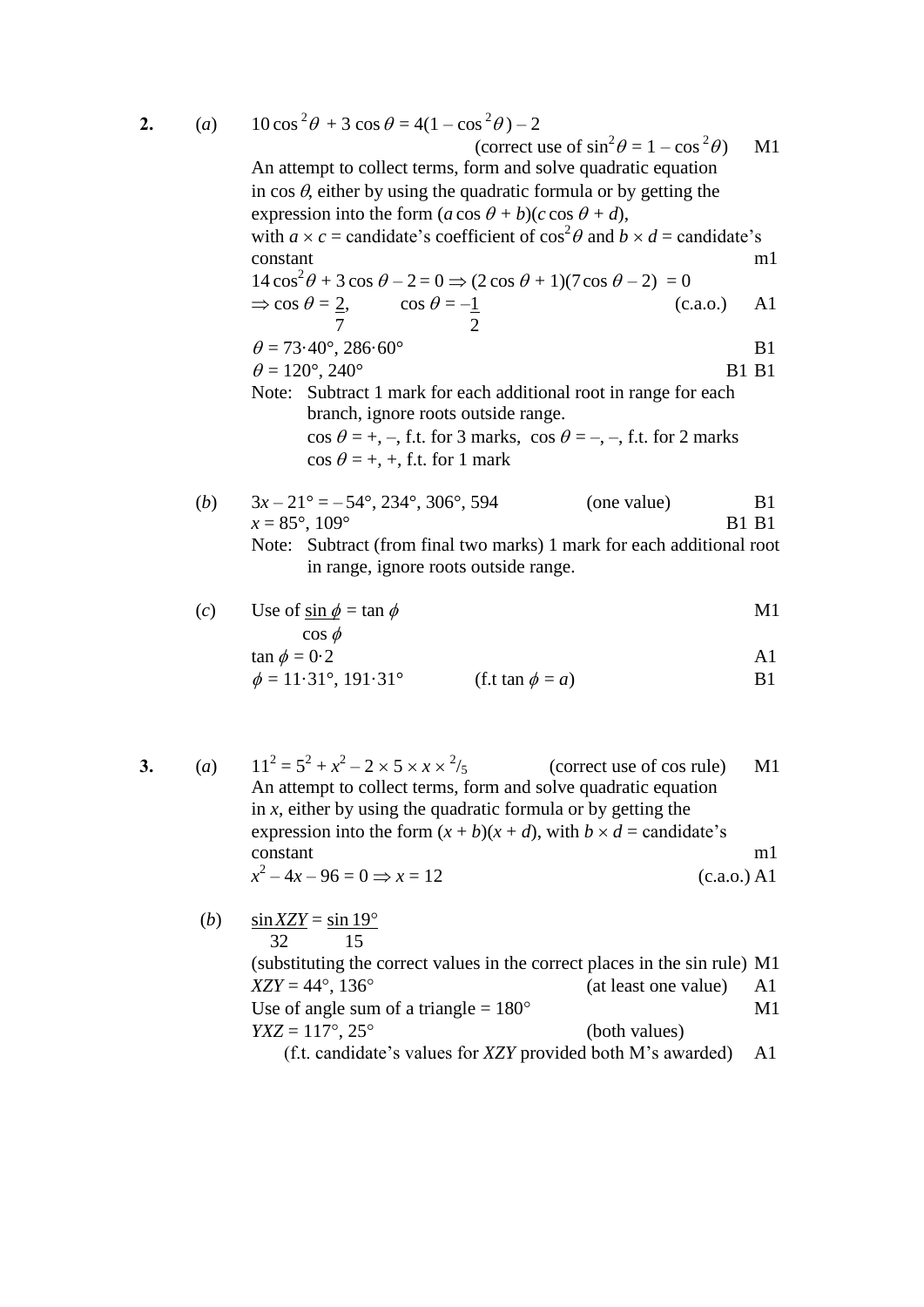**2.** (*a*) $10\cos^2\theta + 3\cos\theta = 4(1 - \cos^2\theta) - 2$

(correct use of $\sin^2\theta = 1 - \cos^2\theta$) M1

An attempt to collect terms, form and solve quadratic equation in $\cos\theta$, either by using the quadratic formula or by getting the expression into the form $(a\cos\theta + b)(c\cos\theta + d)$, with $a \times c$ = candidate's coefficient of $\cos^2\theta$ and $b \times d$ = candidate's constant m1

$14\cos^2\theta + 3\cos\theta - 2 = 0 \Rightarrow (2\cos\theta + 1)(7\cos\theta - 2) = 0$

$\Rightarrow \cos\theta = \frac{2}{7}$, $\cos\theta = -\frac{1}{2}$ (c.a.o.) A1

$\theta = 73{\cdot}40°, 286{\cdot}60°$ B1

$\theta = 120°, 240°$ B1 B1

Note: Subtract 1 mark for each additional root in range for each branch, ignore roots outside range.
$\cos\theta$ = +, –, f.t. for 3 marks, $\cos\theta$ = –, –, f.t. for 2 marks
$\cos\theta$ = +, +, f.t. for 1 mark

(*b*) $3x - 21° = -54°, 234°, 306°, 594$ (one value) B1

$x = 85°, 109°$ B1 B1

Note: Subtract (from final two marks) 1 mark for each additional root in range, ignore roots outside range.

(*c*) Use of $\frac{\sin\phi}{\cos\phi} = \tan\phi$ M1

$\tan\phi = 0{\cdot}2$ A1

$\phi = 11{\cdot}31°, 191{\cdot}31°$ (f.t $\tan\phi = a$) B1

**3.** (*a*) $11^2 = 5^2 + x^2 - 2 \times 5 \times x \times {}^2/_5$ (correct use of cos rule) M1

An attempt to collect terms, form and solve quadratic equation in $x$, either by using the quadratic formula or by getting the expression into the form $(x + b)(x + d)$, with $b \times d$ = candidate's constant m1

$x^2 - 4x - 96 = 0 \Rightarrow x = 12$ (c.a.o.) A1

(*b*) $\frac{\sin XZY}{32} = \frac{\sin 19°}{15}$

(substituting the correct values in the correct places in the sin rule) M1

$XZY = 44°, 136°$ (at least one value) A1

Use of angle sum of a triangle = 180° M1

$YXZ = 117°, 25°$ (both values)

(f.t. candidate's values for $XZY$ provided both M's awarded) A1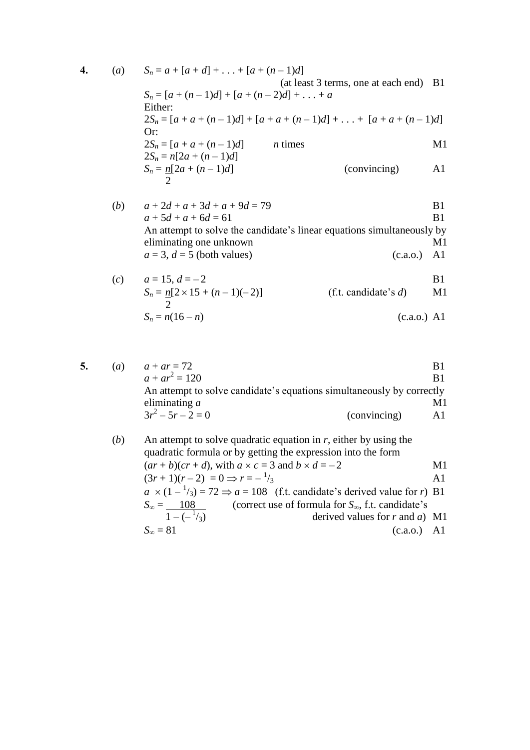**4.** (*a*) $S_n = a + [a + d] + \ldots + [a + (n - 1)d]$

(at least 3 terms, one at each end) B1

$S_n = [a + (n - 1)d] + [a + (n - 2)d] + \ldots + a$

Either:

$2S_n = [a + a + (n - 1)d] + [a + a + (n - 1)d] + \ldots + [a + a + (n - 1)d]$

Or:

$2S_n = [a + a + (n - 1)d]$ $n$ times M1

$2S_n = n[2a + (n - 1)d]$

$S_n = \frac{n}{2}[2a + (n - 1)d]$ (convincing) A1

(*b*) $a + 2d + a + 3d + a + 9d = 79$ B1

$a + 5d + a + 6d = 61$ B1

An attempt to solve the candidate's linear equations simultaneously by eliminating one unknown M1

$a = 3$, $d = 5$ (both values) (c.a.o.) A1

(*c*) $a = 15$, $d = -2$ B1

$S_n = \frac{n}{2}[2 \times 15 + (n - 1)(-2)]$ (f.t. candidate's $d$) M1

$S_n = n(16 - n)$ (c.a.o.) A1

**5.** (*a*) $a + ar = 72$ B1

$a + ar^2 = 120$ B1

An attempt to solve candidate's equations simultaneously by correctly eliminating $a$ M1

$3r^2 - 5r - 2 = 0$ (convincing) A1

(*b*) An attempt to solve quadratic equation in $r$, either by using the quadratic formula or by getting the expression into the form $(ar + b)(cr + d)$, with $a \times c = 3$ and $b \times d = -2$ M1

$(3r + 1)(r - 2) = 0 \Rightarrow r = -\frac{1}{3}$ A1

$a \times (1 - \frac{1}{3}) = 72 \Rightarrow a = 108$ (f.t. candidate's derived value for $r$) B1

$S_\infty = \frac{108}{1 - (-\frac{1}{3})}$ (correct use of formula for $S_\infty$, f.t. candidate's derived values for $r$ and $a$) M1

$S_\infty = 81$ (c.a.o.) A1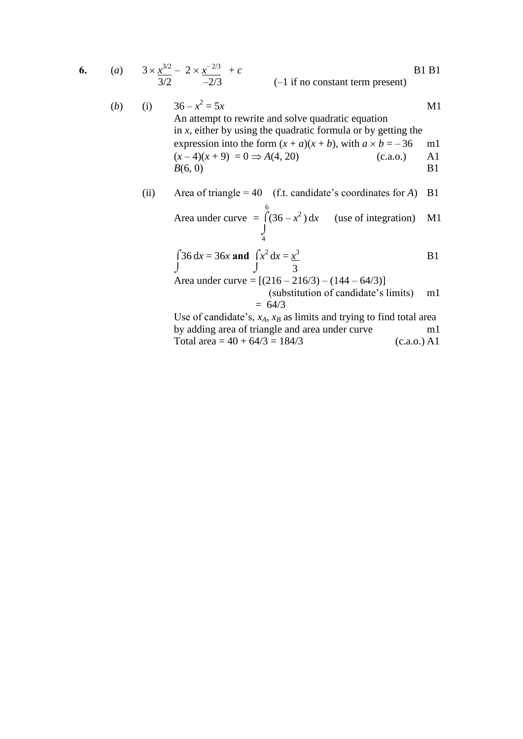**6.** (*a*) $3 \times \dfrac{x^{3/2}}{3/2} - 2 \times \dfrac{x^{-2/3}}{-2/3} + c$ B1 B1

(–1 if no constant term present)

(*b*) (i) $36 - x^2 = 5x$ M1

An attempt to rewrite and solve quadratic equation in $x$, either by using the quadratic formula or by getting the expression into the form $(x + a)(x + b)$, with $a \times b = -36$ m1

$(x - 4)(x + 9) = 0 \Rightarrow A(4, 20)$ (c.a.o.) A1

$B(6, 0)$ B1

(ii) Area of triangle = 40 (f.t. candidate's coordinates for $A$) B1

Area under curve $= \displaystyle\int_4^6 (36 - x^2)\,dx$ (use of integration) M1

$\displaystyle\int 36\,dx = 36x$ **and** $\displaystyle\int x^2\,dx = \frac{x^3}{3}$ B1

Area under curve $= [(216 - 216/3) - (144 - 64/3)]$

(substitution of candidate's limits) m1

$= 64/3$

Use of candidate's, $x_A$, $x_B$ as limits and trying to find total area by adding area of triangle and area under curve m1

Total area $= 40 + 64/3 = 184/3$ (c.a.o.) A1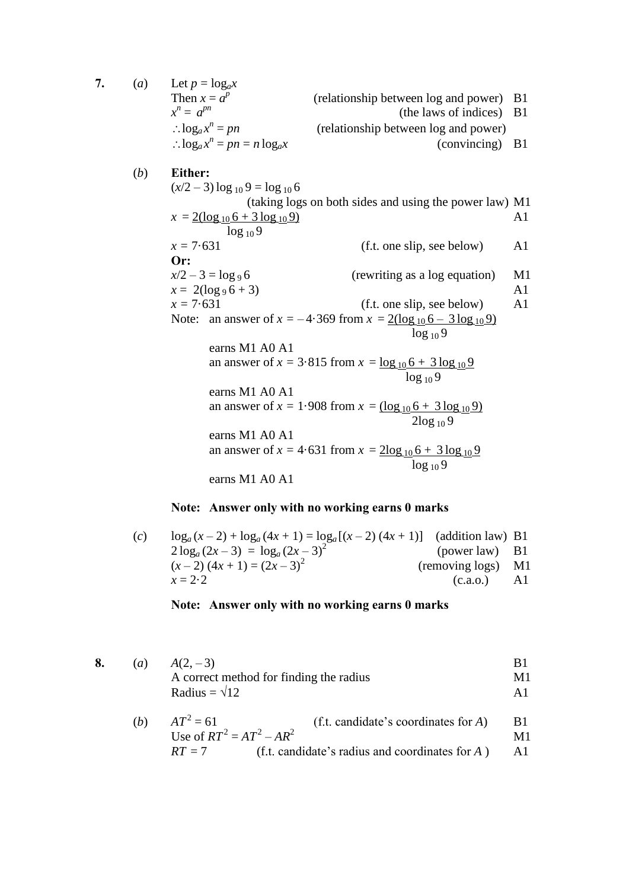**7.** (*a*) Let $p = \log_a x$

Then $x = a^p$ (relationship between log and power) B1

$x^n = a^{pn}$ (the laws of indices) B1

$\therefore \log_a x^n = pn$ (relationship between log and power)

$\therefore \log_a x^n = pn = n \log_a x$ (convincing) B1

(*b*) **Either:**

$(x/2 - 3) \log_{10} 9 = \log_{10} 6$

(taking logs on both sides and using the power law) M1

$x = \dfrac{2(\log_{10} 6 + 3\log_{10} 9)}{\log_{10} 9}$ A1

$x = 7{\cdot}631$ (f.t. one slip, see below) A1

**Or:**

$x/2 - 3 = \log_9 6$ (rewriting as a log equation) M1

$x = 2(\log_9 6 + 3)$ A1

$x = 7{\cdot}631$ (f.t. one slip, see below) A1

Note: an answer of $x = -4{\cdot}369$ from $x = \dfrac{2(\log_{10} 6 - 3\log_{10} 9)}{\log_{10} 9}$ earns M1 A0 A1

an answer of $x = 3{\cdot}815$ from $x = \dfrac{\log_{10} 6 + 3\log_{10} 9}{\log_{10} 9}$ earns M1 A0 A1

an answer of $x = 1{\cdot}908$ from $x = \dfrac{(\log_{10} 6 + 3\log_{10} 9)}{2\log_{10} 9}$ earns M1 A0 A1

an answer of $x = 4{\cdot}631$ from $x = \dfrac{2\log_{10} 6 + 3\log_{10} 9}{\log_{10} 9}$ earns M1 A0 A1

**Note: Answer only with no working earns 0 marks**

(*c*) $\log_a (x - 2) + \log_a (4x + 1) = \log_a [(x - 2)(4x + 1)]$ (addition law) B1

$2\log_a (2x - 3) = \log_a (2x - 3)^2$ (power law) B1

$(x - 2)(4x + 1) = (2x - 3)^2$ (removing logs) M1

$x = 2{\cdot}2$ (c.a.o.) A1

**Note: Answer only with no working earns 0 marks**

**8.** (*a*) $A(2, -3)$ B1

A correct method for finding the radius M1

Radius = $\sqrt{12}$ A1

(*b*) $AT^2 = 61$ (f.t. candidate's coordinates for $A$) B1

Use of $RT^2 = AT^2 - AR^2$ M1

$RT = 7$ (f.t. candidate's radius and coordinates for $A$) A1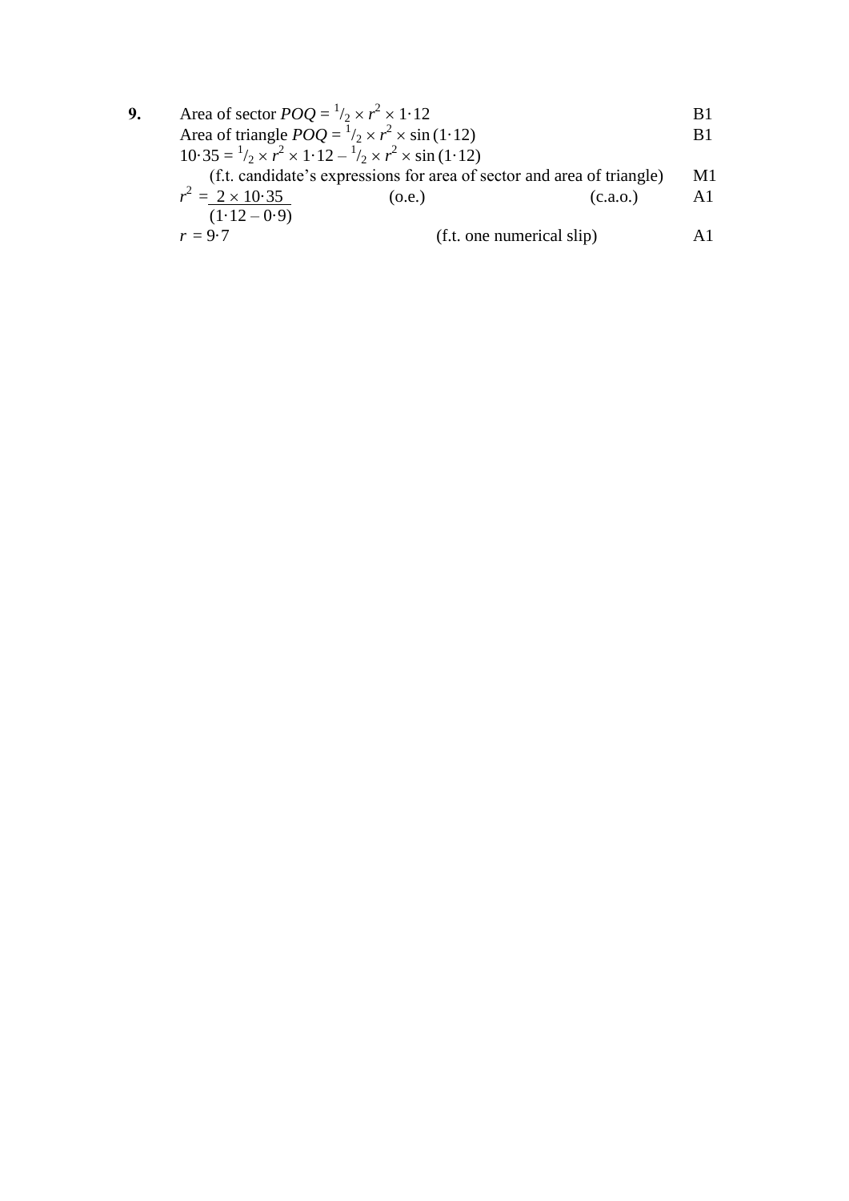**9.** Area of sector $POQ = \frac{1}{2} \times r^2 \times 1{\cdot}12$ B1

Area of triangle $POQ = \frac{1}{2} \times r^2 \times \sin(1{\cdot}12)$ B1

$10{\cdot}35 = \frac{1}{2} \times r^2 \times 1{\cdot}12 - \frac{1}{2} \times r^2 \times \sin(1{\cdot}12)$

(f.t. candidate's expressions for area of sector and area of triangle) M1

$r^2 = \dfrac{2 \times 10{\cdot}35}{(1{\cdot}12 - 0{\cdot}9)}$ (o.e.) (c.a.o.) A1

$r = 9{\cdot}7$ (f.t. one numerical slip) A1